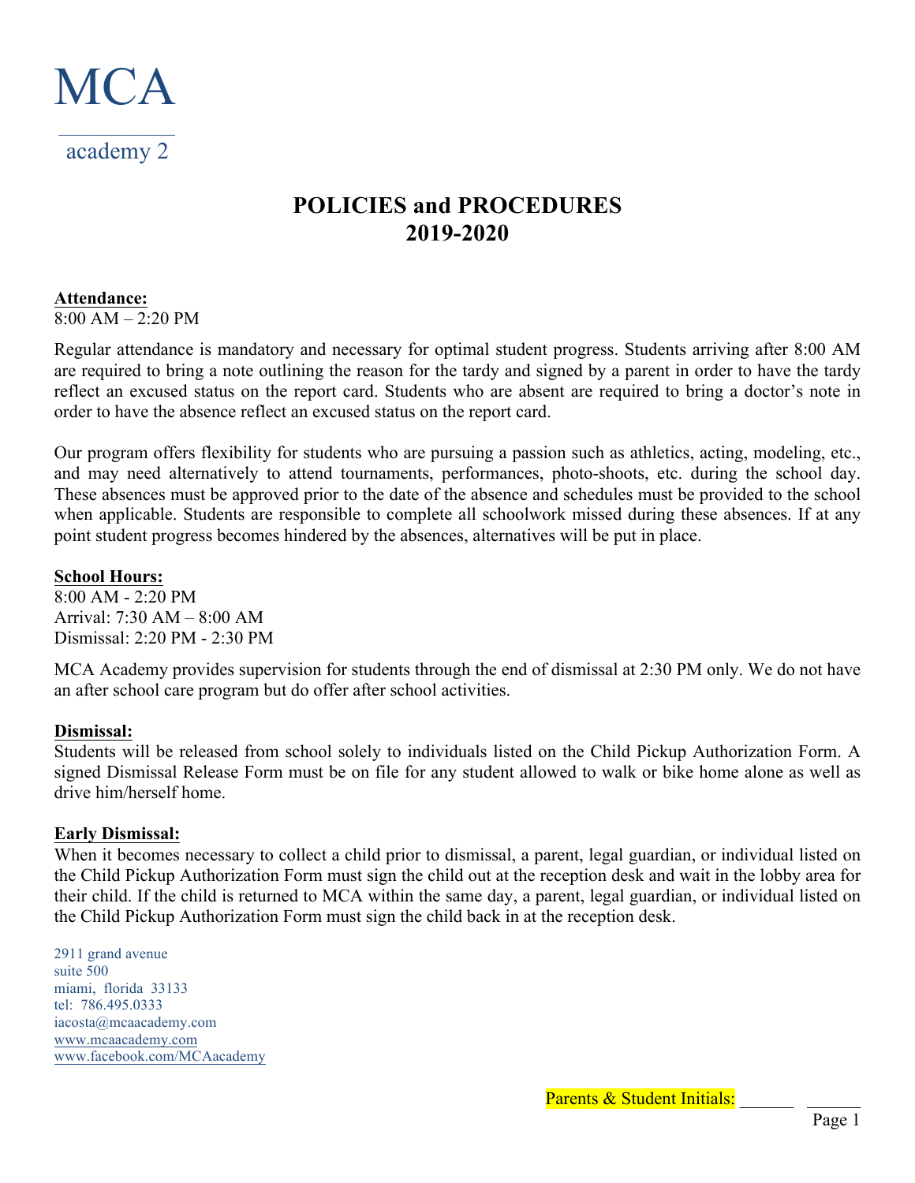MCA

academy 2

# POLICIES and PROCEDURES
# 2019-2020

**Attendance:**
8:00 AM – 2:20 PM

Regular attendance is mandatory and necessary for optimal student progress. Students arriving after 8:00 AM are required to bring a note outlining the reason for the tardy and signed by a parent in order to have the tardy reflect an excused status on the report card. Students who are absent are required to bring a doctor's note in order to have the absence reflect an excused status on the report card.

Our program offers flexibility for students who are pursuing a passion such as athletics, acting, modeling, etc., and may need alternatively to attend tournaments, performances, photo-shoots, etc. during the school day. These absences must be approved prior to the date of the absence and schedules must be provided to the school when applicable. Students are responsible to complete all schoolwork missed during these absences. If at any point student progress becomes hindered by the absences, alternatives will be put in place.

**School Hours:**
8:00 AM - 2:20 PM
Arrival: 7:30 AM – 8:00 AM
Dismissal: 2:20 PM - 2:30 PM

MCA Academy provides supervision for students through the end of dismissal at 2:30 PM only. We do not have an after school care program but do offer after school activities.

**Dismissal:**
Students will be released from school solely to individuals listed on the Child Pickup Authorization Form. A signed Dismissal Release Form must be on file for any student allowed to walk or bike home alone as well as drive him/herself home.

**Early Dismissal:**
When it becomes necessary to collect a child prior to dismissal, a parent, legal guardian, or individual listed on the Child Pickup Authorization Form must sign the child out at the reception desk and wait in the lobby area for their child. If the child is returned to MCA within the same day, a parent, legal guardian, or individual listed on the Child Pickup Authorization Form must sign the child back in at the reception desk.

2911 grand avenue
suite 500
miami, florida 33133
tel: 786.495.0333
iacosta@mcaacademy.com
www.mcaacademy.com
www.facebook.com/MCAacademy

Parents & Student Initials: ______ ______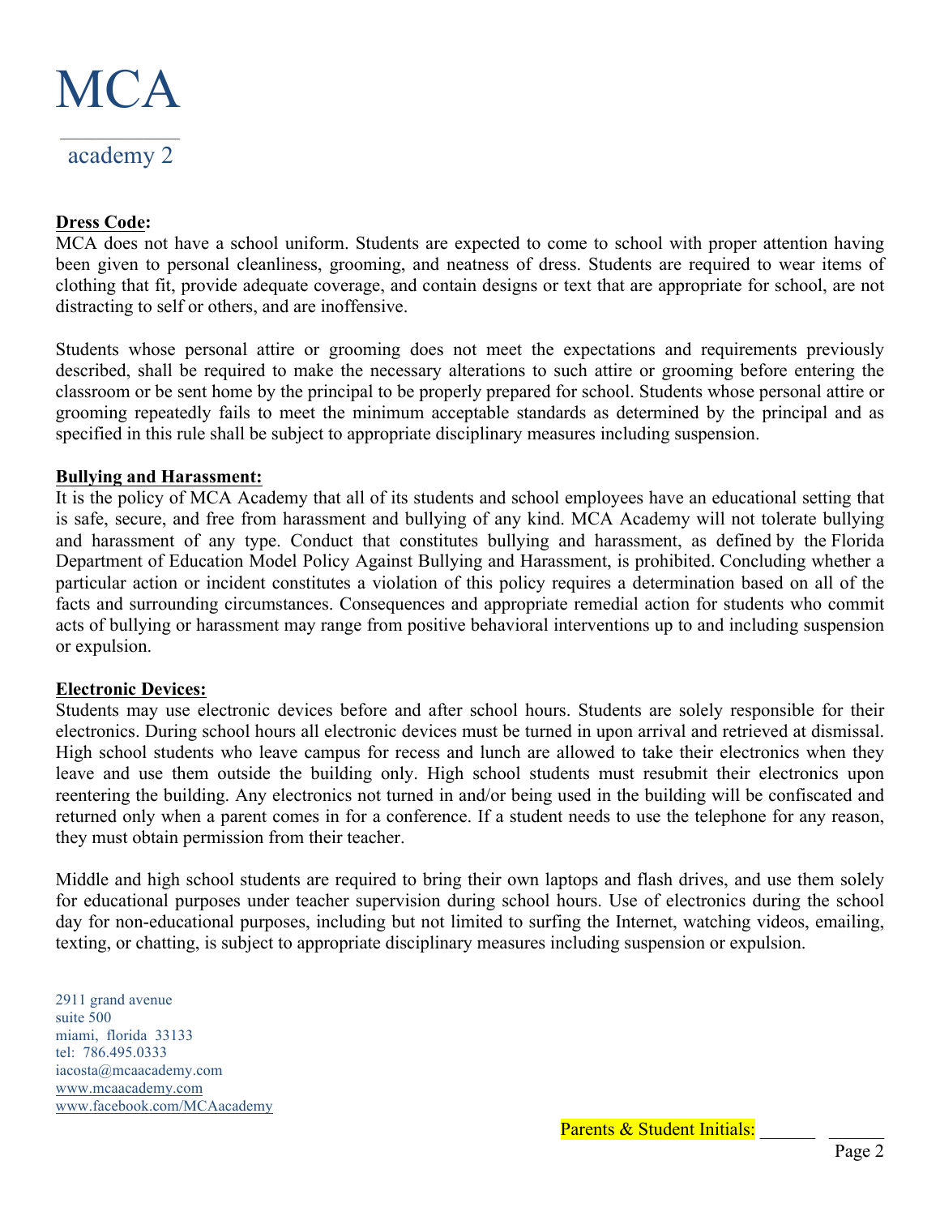# MCA

academy 2

**Dress Code:**

MCA does not have a school uniform. Students are expected to come to school with proper attention having been given to personal cleanliness, grooming, and neatness of dress. Students are required to wear items of clothing that fit, provide adequate coverage, and contain designs or text that are appropriate for school, are not distracting to self or others, and are inoffensive.

Students whose personal attire or grooming does not meet the expectations and requirements previously described, shall be required to make the necessary alterations to such attire or grooming before entering the classroom or be sent home by the principal to be properly prepared for school. Students whose personal attire or grooming repeatedly fails to meet the minimum acceptable standards as determined by the principal and as specified in this rule shall be subject to appropriate disciplinary measures including suspension.

**Bullying and Harassment:**

It is the policy of MCA Academy that all of its students and school employees have an educational setting that is safe, secure, and free from harassment and bullying of any kind. MCA Academy will not tolerate bullying and harassment of any type. Conduct that constitutes bullying and harassment, as defined by the Florida Department of Education Model Policy Against Bullying and Harassment, is prohibited. Concluding whether a particular action or incident constitutes a violation of this policy requires a determination based on all of the facts and surrounding circumstances. Consequences and appropriate remedial action for students who commit acts of bullying or harassment may range from positive behavioral interventions up to and including suspension or expulsion.

**Electronic Devices:**

Students may use electronic devices before and after school hours. Students are solely responsible for their electronics. During school hours all electronic devices must be turned in upon arrival and retrieved at dismissal. High school students who leave campus for recess and lunch are allowed to take their electronics when they leave and use them outside the building only. High school students must resubmit their electronics upon reentering the building. Any electronics not turned in and/or being used in the building will be confiscated and returned only when a parent comes in for a conference. If a student needs to use the telephone for any reason, they must obtain permission from their teacher.

Middle and high school students are required to bring their own laptops and flash drives, and use them solely for educational purposes under teacher supervision during school hours. Use of electronics during the school day for non-educational purposes, including but not limited to surfing the Internet, watching videos, emailing, texting, or chatting, is subject to appropriate disciplinary measures including suspension or expulsion.

2911 grand avenue
suite 500
miami, florida 33133
tel: 786.495.0333
iacosta@mcaacademy.com
www.mcaacademy.com
www.facebook.com/MCAacademy

Parents & Student Initials: ______ ______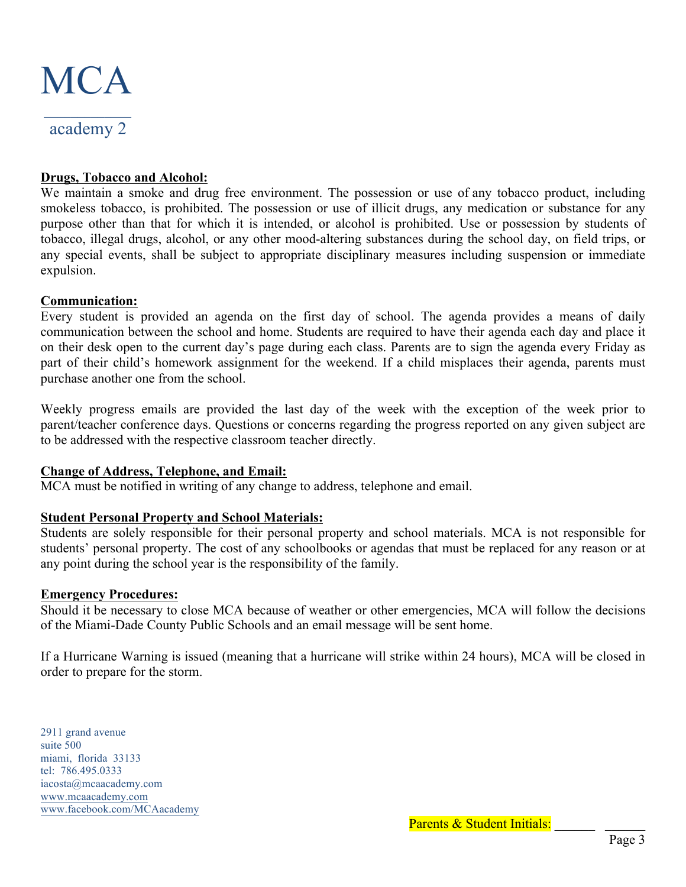# MCA

academy 2

**Drugs, Tobacco and Alcohol:**

We maintain a smoke and drug free environment. The possession or use of any tobacco product, including smokeless tobacco, is prohibited. The possession or use of illicit drugs, any medication or substance for any purpose other than that for which it is intended, or alcohol is prohibited. Use or possession by students of tobacco, illegal drugs, alcohol, or any other mood-altering substances during the school day, on field trips, or any special events, shall be subject to appropriate disciplinary measures including suspension or immediate expulsion.

**Communication:**

Every student is provided an agenda on the first day of school. The agenda provides a means of daily communication between the school and home. Students are required to have their agenda each day and place it on their desk open to the current day's page during each class. Parents are to sign the agenda every Friday as part of their child's homework assignment for the weekend. If a child misplaces their agenda, parents must purchase another one from the school.

Weekly progress emails are provided the last day of the week with the exception of the week prior to parent/teacher conference days. Questions or concerns regarding the progress reported on any given subject are to be addressed with the respective classroom teacher directly.

**Change of Address, Telephone, and Email:**

MCA must be notified in writing of any change to address, telephone and email.

**Student Personal Property and School Materials:**

Students are solely responsible for their personal property and school materials. MCA is not responsible for students' personal property. The cost of any schoolbooks or agendas that must be replaced for any reason or at any point during the school year is the responsibility of the family.

**Emergency Procedures:**

Should it be necessary to close MCA because of weather or other emergencies, MCA will follow the decisions of the Miami-Dade County Public Schools and an email message will be sent home.

If a Hurricane Warning is issued (meaning that a hurricane will strike within 24 hours), MCA will be closed in order to prepare for the storm.

2911 grand avenue
suite 500
miami, florida 33133
tel: 786.495.0333
iacosta@mcaacademy.com
www.mcaacademy.com
www.facebook.com/MCAacademy

Parents & Student Initials: ______ ______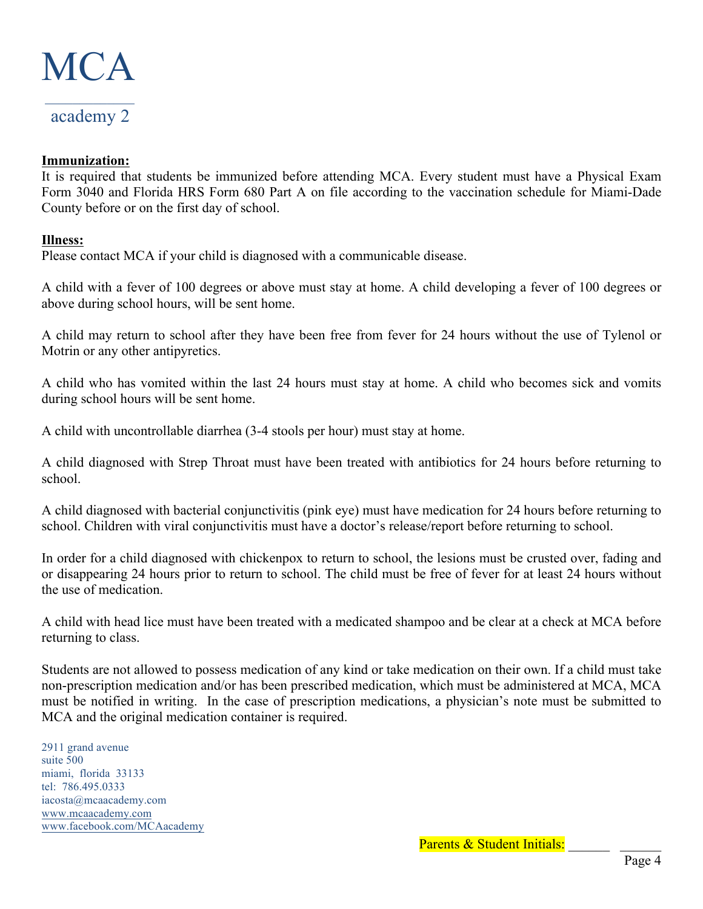# MCA

academy 2

**Immunization:**

It is required that students be immunized before attending MCA. Every student must have a Physical Exam Form 3040 and Florida HRS Form 680 Part A on file according to the vaccination schedule for Miami-Dade County before or on the first day of school.

**Illness:**

Please contact MCA if your child is diagnosed with a communicable disease.

A child with a fever of 100 degrees or above must stay at home. A child developing a fever of 100 degrees or above during school hours, will be sent home.

A child may return to school after they have been free from fever for 24 hours without the use of Tylenol or Motrin or any other antipyretics.

A child who has vomited within the last 24 hours must stay at home. A child who becomes sick and vomits during school hours will be sent home.

A child with uncontrollable diarrhea (3-4 stools per hour) must stay at home.

A child diagnosed with Strep Throat must have been treated with antibiotics for 24 hours before returning to school.

A child diagnosed with bacterial conjunctivitis (pink eye) must have medication for 24 hours before returning to school. Children with viral conjunctivitis must have a doctor's release/report before returning to school.

In order for a child diagnosed with chickenpox to return to school, the lesions must be crusted over, fading and or disappearing 24 hours prior to return to school. The child must be free of fever for at least 24 hours without the use of medication.

A child with head lice must have been treated with a medicated shampoo and be clear at a check at MCA before returning to class.

Students are not allowed to possess medication of any kind or take medication on their own. If a child must take non-prescription medication and/or has been prescribed medication, which must be administered at MCA, MCA must be notified in writing. In the case of prescription medications, a physician's note must be submitted to MCA and the original medication container is required.

2911 grand avenue
suite 500
miami, florida 33133
tel: 786.495.0333
iacosta@mcaacademy.com
www.mcaacademy.com
www.facebook.com/MCAacademy

Parents & Student Initials: ______ ______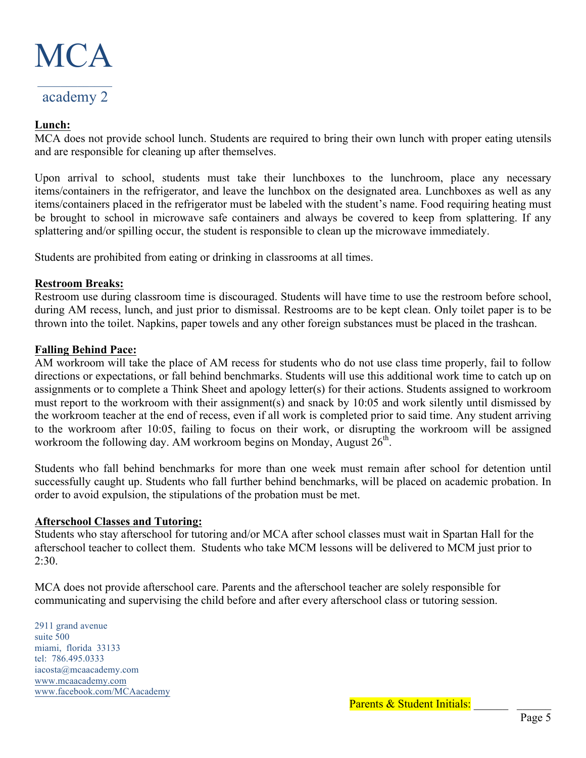# MCA

academy 2

**Lunch:**

MCA does not provide school lunch. Students are required to bring their own lunch with proper eating utensils and are responsible for cleaning up after themselves.

Upon arrival to school, students must take their lunchboxes to the lunchroom, place any necessary items/containers in the refrigerator, and leave the lunchbox on the designated area. Lunchboxes as well as any items/containers placed in the refrigerator must be labeled with the student's name. Food requiring heating must be brought to school in microwave safe containers and always be covered to keep from splattering. If any splattering and/or spilling occur, the student is responsible to clean up the microwave immediately.

Students are prohibited from eating or drinking in classrooms at all times.

**Restroom Breaks:**

Restroom use during classroom time is discouraged. Students will have time to use the restroom before school, during AM recess, lunch, and just prior to dismissal. Restrooms are to be kept clean. Only toilet paper is to be thrown into the toilet. Napkins, paper towels and any other foreign substances must be placed in the trashcan.

**Falling Behind Pace:**

AM workroom will take the place of AM recess for students who do not use class time properly, fail to follow directions or expectations, or fall behind benchmarks. Students will use this additional work time to catch up on assignments or to complete a Think Sheet and apology letter(s) for their actions. Students assigned to workroom must report to the workroom with their assignment(s) and snack by 10:05 and work silently until dismissed by the workroom teacher at the end of recess, even if all work is completed prior to said time. Any student arriving to the workroom after 10:05, failing to focus on their work, or disrupting the workroom will be assigned workroom the following day. AM workroom begins on Monday, August 26th.

Students who fall behind benchmarks for more than one week must remain after school for detention until successfully caught up. Students who fall further behind benchmarks, will be placed on academic probation. In order to avoid expulsion, the stipulations of the probation must be met.

**Afterschool Classes and Tutoring:**

Students who stay afterschool for tutoring and/or MCA after school classes must wait in Spartan Hall for the afterschool teacher to collect them. Students who take MCM lessons will be delivered to MCM just prior to 2:30.

MCA does not provide afterschool care. Parents and the afterschool teacher are solely responsible for communicating and supervising the child before and after every afterschool class or tutoring session.

2911 grand avenue
suite 500
miami, florida 33133
tel: 786.495.0333
iacosta@mcaacademy.com
www.mcaacademy.com
www.facebook.com/MCAacademy

Parents & Student Initials: ______ ______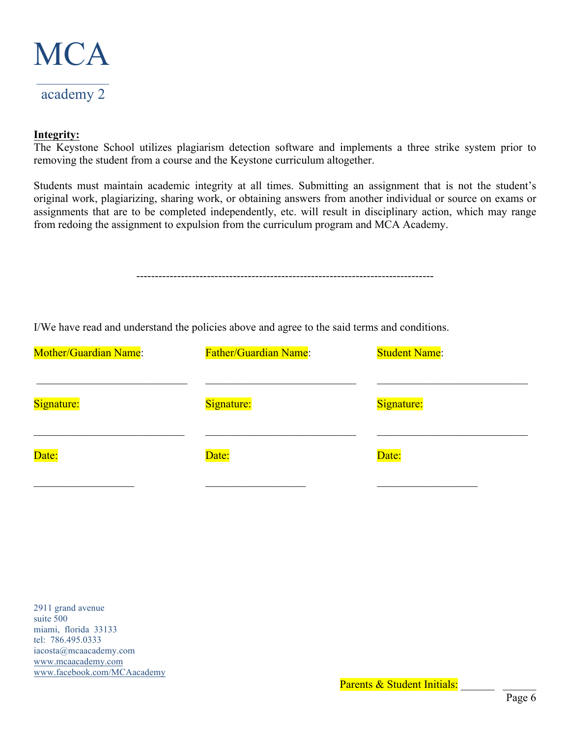# MCA

academy 2

**Integrity:**

The Keystone School utilizes plagiarism detection software and implements a three strike system prior to removing the student from a course and the Keystone curriculum altogether.

Students must maintain academic integrity at all times. Submitting an assignment that is not the student's original work, plagiarizing, sharing work, or obtaining answers from another individual or source on exams or assignments that are to be completed independently, etc. will result in disciplinary action, which may range from redoing the assignment to expulsion from the curriculum program and MCA Academy.

--------------------------------------------------------------------------------

I/We have read and understand the policies above and agree to the said terms and conditions.

| Mother/Guardian Name: | Father/Guardian Name: | Student Name: |
| --- | --- | --- |
| ____________________________ | ____________________________ | ____________________________ |
| Signature: | Signature: | Signature: |
| ____________________________ | ____________________________ | ____________________________ |
| Date: | Date: | Date: |
| __________________ | __________________ | __________________ |

2911 grand avenue
suite 500
miami, florida 33133
tel: 786.495.0333
iacosta@mcaacademy.com
www.mcaacademy.com
www.facebook.com/MCAacademy

Parents & Student Initials: ______ ______